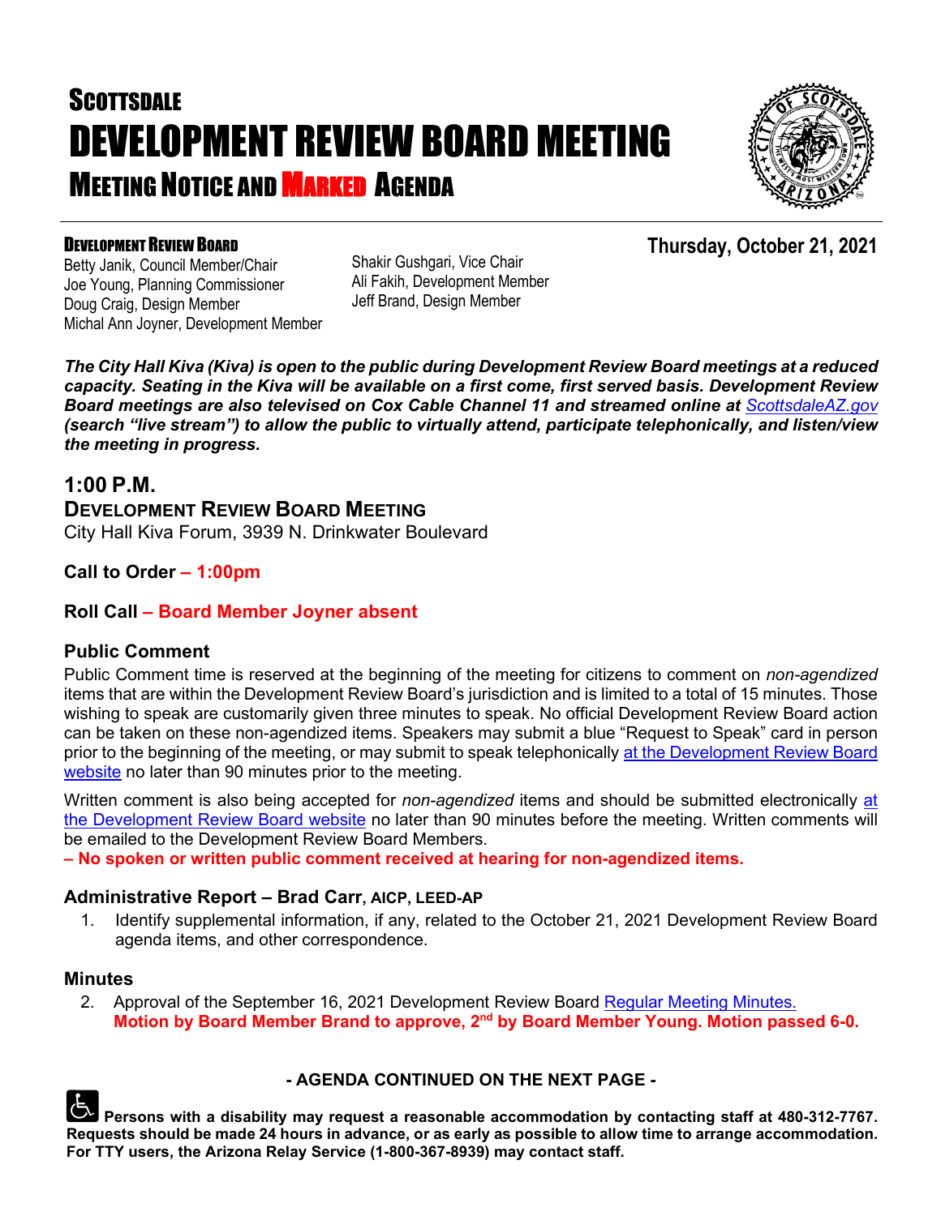# SCOTTSDALE
# DEVELOPMENT REVIEW BOARD MEETING
## MEETING NOTICE AND MARKED AGENDA

**DEVELOPMENT REVIEW BOARD**

Betty Janik, Council Member/Chair
Joe Young, Planning Commissioner
Doug Craig, Design Member
Michal Ann Joyner, Development Member
Shakir Gushgari, Vice Chair
Ali Fakih, Development Member
Jeff Brand, Design Member

**Thursday, October 21, 2021**

***The City Hall Kiva (Kiva) is open to the public during Development Review Board meetings at a reduced capacity. Seating in the Kiva will be available on a first come, first served basis. Development Review Board meetings are also televised on Cox Cable Channel 11 and streamed online at ScottsdaleAZ.gov (search "live stream") to allow the public to virtually attend, participate telephonically, and listen/view the meeting in progress.***

## 1:00 P.M.

### DEVELOPMENT REVIEW BOARD MEETING

City Hall Kiva Forum, 3939 N. Drinkwater Boulevard

**Call to Order – 1:00pm**

**Roll Call – Board Member Joyner absent**

### Public Comment

Public Comment time is reserved at the beginning of the meeting for citizens to comment on *non-agendized* items that are within the Development Review Board's jurisdiction and is limited to a total of 15 minutes. Those wishing to speak are customarily given three minutes to speak. No official Development Review Board action can be taken on these non-agendized items. Speakers may submit a blue "Request to Speak" card in person prior to the beginning of the meeting, or may submit to speak telephonically at the Development Review Board website no later than 90 minutes prior to the meeting.

Written comment is also being accepted for *non-agendized* items and should be submitted electronically at the Development Review Board website no later than 90 minutes before the meeting. Written comments will be emailed to the Development Review Board Members.

**– No spoken or written public comment received at hearing for non-agendized items.**

### Administrative Report – Brad Carr, AICP, LEED-AP

1. Identify supplemental information, if any, related to the October 21, 2021 Development Review Board agenda items, and other correspondence.

### Minutes

2. Approval of the September 16, 2021 Development Review Board Regular Meeting Minutes.
   **Motion by Board Member Brand to approve, 2nd by Board Member Young. Motion passed 6-0.**

**- AGENDA CONTINUED ON THE NEXT PAGE -**

**Persons with a disability may request a reasonable accommodation by contacting staff at 480-312-7767. Requests should be made 24 hours in advance, or as early as possible to allow time to arrange accommodation. For TTY users, the Arizona Relay Service (1-800-367-8939) may contact staff.**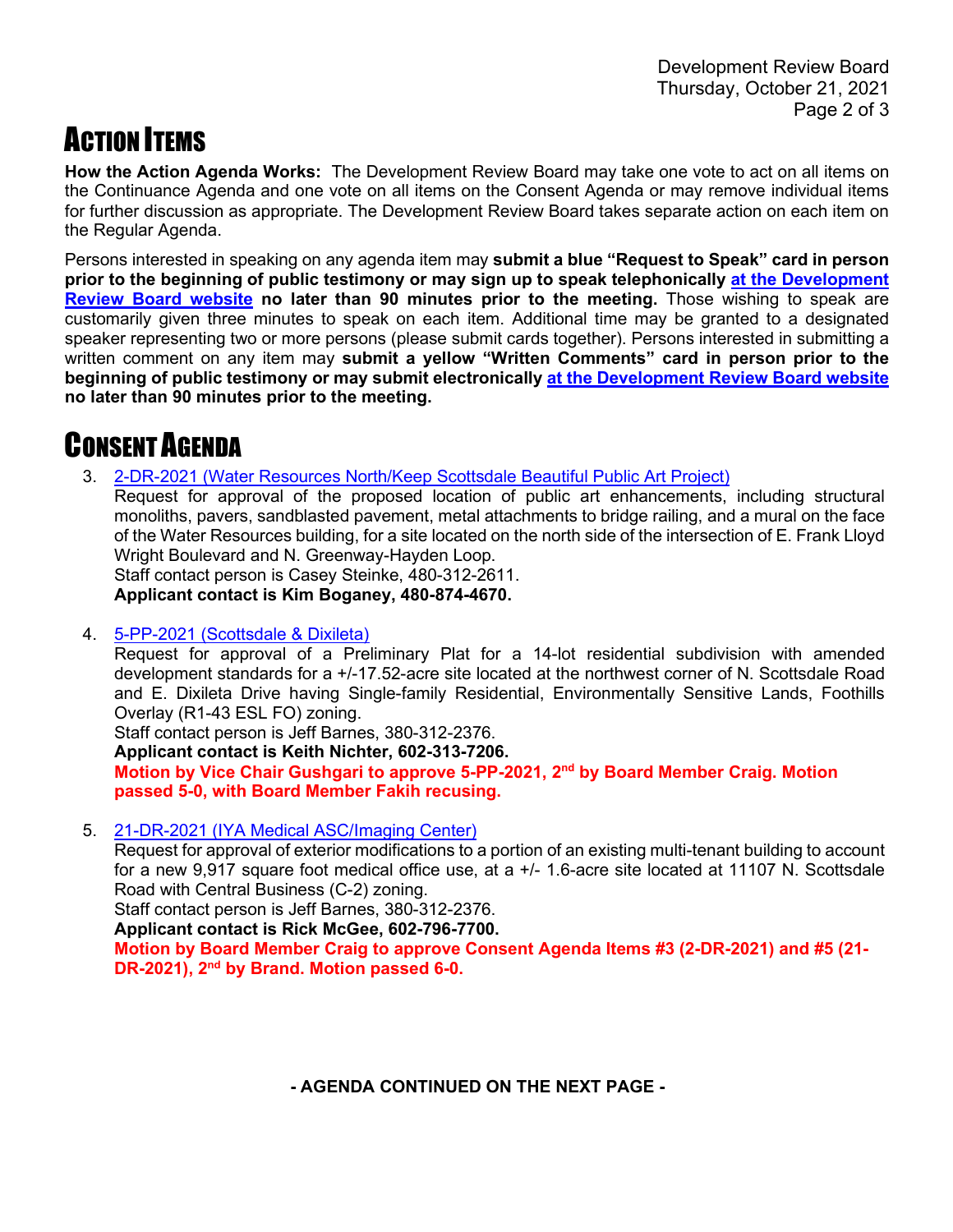# ACTION ITEMS

**How the Action Agenda Works:** The Development Review Board may take one vote to act on all items on the Continuance Agenda and one vote on all items on the Consent Agenda or may remove individual items for further discussion as appropriate. The Development Review Board takes separate action on each item on the Regular Agenda.

Persons interested in speaking on any agenda item may **submit a blue "Request to Speak" card in person prior to the beginning of public testimony or may sign up to speak telephonically [at the Development Review Board website] no later than 90 minutes prior to the meeting.** Those wishing to speak are customarily given three minutes to speak on each item. Additional time may be granted to a designated speaker representing two or more persons (please submit cards together). Persons interested in submitting a written comment on any item may **submit a yellow "Written Comments" card in person prior to the beginning of public testimony or may submit electronically [at the Development Review Board website] no later than 90 minutes prior to the meeting.**

# CONSENT AGENDA

3. [2-DR-2021 (Water Resources North/Keep Scottsdale Beautiful Public Art Project)]
   Request for approval of the proposed location of public art enhancements, including structural monoliths, pavers, sandblasted pavement, metal attachments to bridge railing, and a mural on the face of the Water Resources building, for a site located on the north side of the intersection of E. Frank Lloyd Wright Boulevard and N. Greenway-Hayden Loop.
   Staff contact person is Casey Steinke, 480-312-2611.
   **Applicant contact is Kim Boganey, 480-874-4670.**

4. [5-PP-2021 (Scottsdale & Dixileta)]
   Request for approval of a Preliminary Plat for a 14-lot residential subdivision with amended development standards for a +/-17.52-acre site located at the northwest corner of N. Scottsdale Road and E. Dixileta Drive having Single-family Residential, Environmentally Sensitive Lands, Foothills Overlay (R1-43 ESL FO) zoning.
   Staff contact person is Jeff Barnes, 380-312-2376.
   **Applicant contact is Keith Nichter, 602-313-7206.**
   **Motion by Vice Chair Gushgari to approve 5-PP-2021, 2nd by Board Member Craig. Motion passed 5-0, with Board Member Fakih recusing.**

5. [21-DR-2021 (IYA Medical ASC/Imaging Center)]
   Request for approval of exterior modifications to a portion of an existing multi-tenant building to account for a new 9,917 square foot medical office use, at a +/- 1.6-acre site located at 11107 N. Scottsdale Road with Central Business (C-2) zoning.
   Staff contact person is Jeff Barnes, 380-312-2376.
   **Applicant contact is Rick McGee, 602-796-7700.**
   **Motion by Board Member Craig to approve Consent Agenda Items #3 (2-DR-2021) and #5 (21-DR-2021), 2nd by Brand. Motion passed 6-0.**

**- AGENDA CONTINUED ON THE NEXT PAGE -**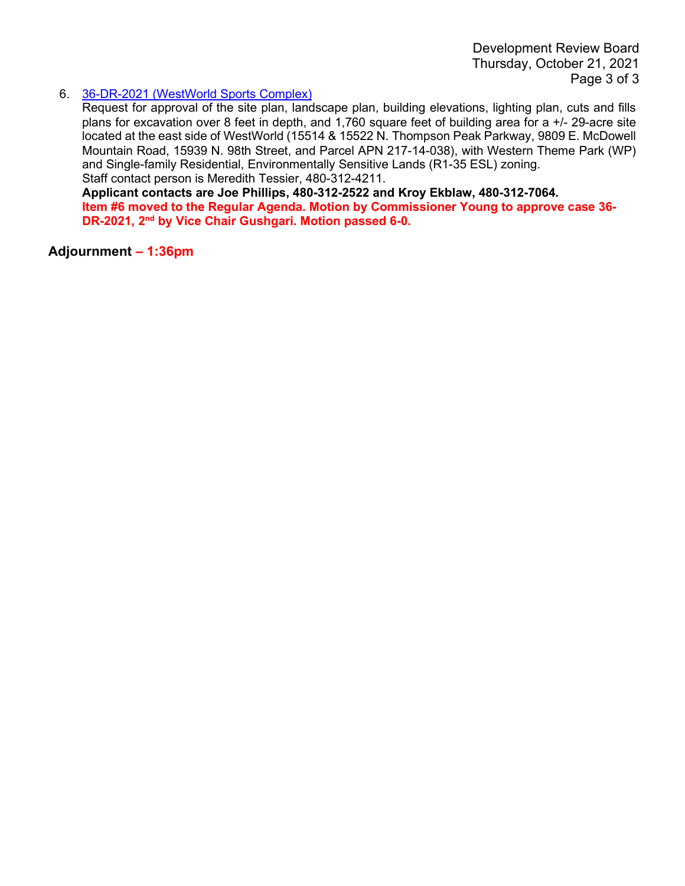6. [36-DR-2021 (WestWorld Sports Complex)]
   Request for approval of the site plan, landscape plan, building elevations, lighting plan, cuts and fills plans for excavation over 8 feet in depth, and 1,760 square feet of building area for a +/- 29-acre site located at the east side of WestWorld (15514 & 15522 N. Thompson Peak Parkway, 9809 E. McDowell Mountain Road, 15939 N. 98th Street, and Parcel APN 217-14-038), with Western Theme Park (WP) and Single-family Residential, Environmentally Sensitive Lands (R1-35 ESL) zoning.
   Staff contact person is Meredith Tessier, 480-312-4211.
   **Applicant contacts are Joe Phillips, 480-312-2522 and Kroy Ekblaw, 480-312-7064.**
   **Item #6 moved to the Regular Agenda. Motion by Commissioner Young to approve case 36-DR-2021, 2nd by Vice Chair Gushgari. Motion passed 6-0.**

**Adjournment – 1:36pm**